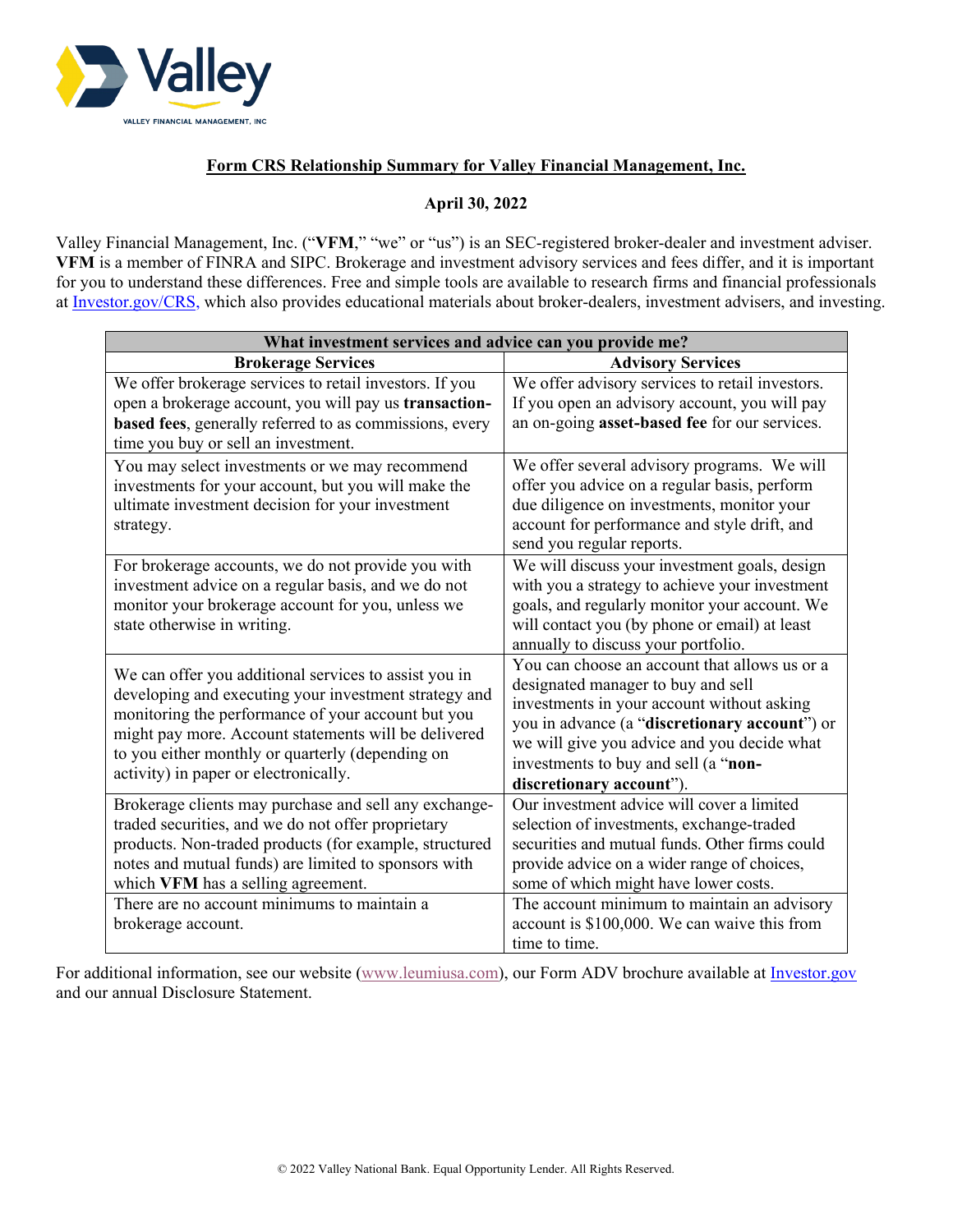Valley

VALLEY FINANCIAL MANAGEMENT, INC

# Form CRS Relationship Summary for Valley Financial Management, Inc.

**April 30, 2022**

Valley Financial Management, Inc. ("**VFM**," "we" or "us") is an SEC-registered broker-dealer and investment adviser. **VFM** is a member of FINRA and SIPC. Brokerage and investment advisory services and fees differ, and it is important for you to understand these differences. Free and simple tools are available to research firms and financial professionals at Investor.gov/CRS, which also provides educational materials about broker-dealers, investment advisers, and investing.

| What investment services and advice can you provide me? | |
|---|---|
| **Brokerage Services** | **Advisory Services** |
| We offer brokerage services to retail investors. If you open a brokerage account, you will pay us **transaction-based fees**, generally referred to as commissions, every time you buy or sell an investment. | We offer advisory services to retail investors. If you open an advisory account, you will pay an on-going **asset-based fee** for our services. |
| You may select investments or we may recommend investments for your account, but you will make the ultimate investment decision for your investment strategy. | We offer several advisory programs. We will offer you advice on a regular basis, perform due diligence on investments, monitor your account for performance and style drift, and send you regular reports. |
| For brokerage accounts, we do not provide you with investment advice on a regular basis, and we do not monitor your brokerage account for you, unless we state otherwise in writing. | We will discuss your investment goals, design with you a strategy to achieve your investment goals, and regularly monitor your account. We will contact you (by phone or email) at least annually to discuss your portfolio. |
| We can offer you additional services to assist you in developing and executing your investment strategy and monitoring the performance of your account but you might pay more. Account statements will be delivered to you either monthly or quarterly (depending on activity) in paper or electronically. | You can choose an account that allows us or a designated manager to buy and sell investments in your account without asking you in advance (a "**discretionary account**") or we will give you advice and you decide what investments to buy and sell (a "**non-discretionary account**"). |
| Brokerage clients may purchase and sell any exchange-traded securities, and we do not offer proprietary products. Non-traded products (for example, structured notes and mutual funds) are limited to sponsors with which **VFM** has a selling agreement. | Our investment advice will cover a limited selection of investments, exchange-traded securities and mutual funds. Other firms could provide advice on a wider range of choices, some of which might have lower costs. |
| There are no account minimums to maintain a brokerage account. | The account minimum to maintain an advisory account is $100,000. We can waive this from time to time. |

For additional information, see our website (www.leumiusa.com), our Form ADV brochure available at Investor.gov and our annual Disclosure Statement.

© 2022 Valley National Bank. Equal Opportunity Lender. All Rights Reserved.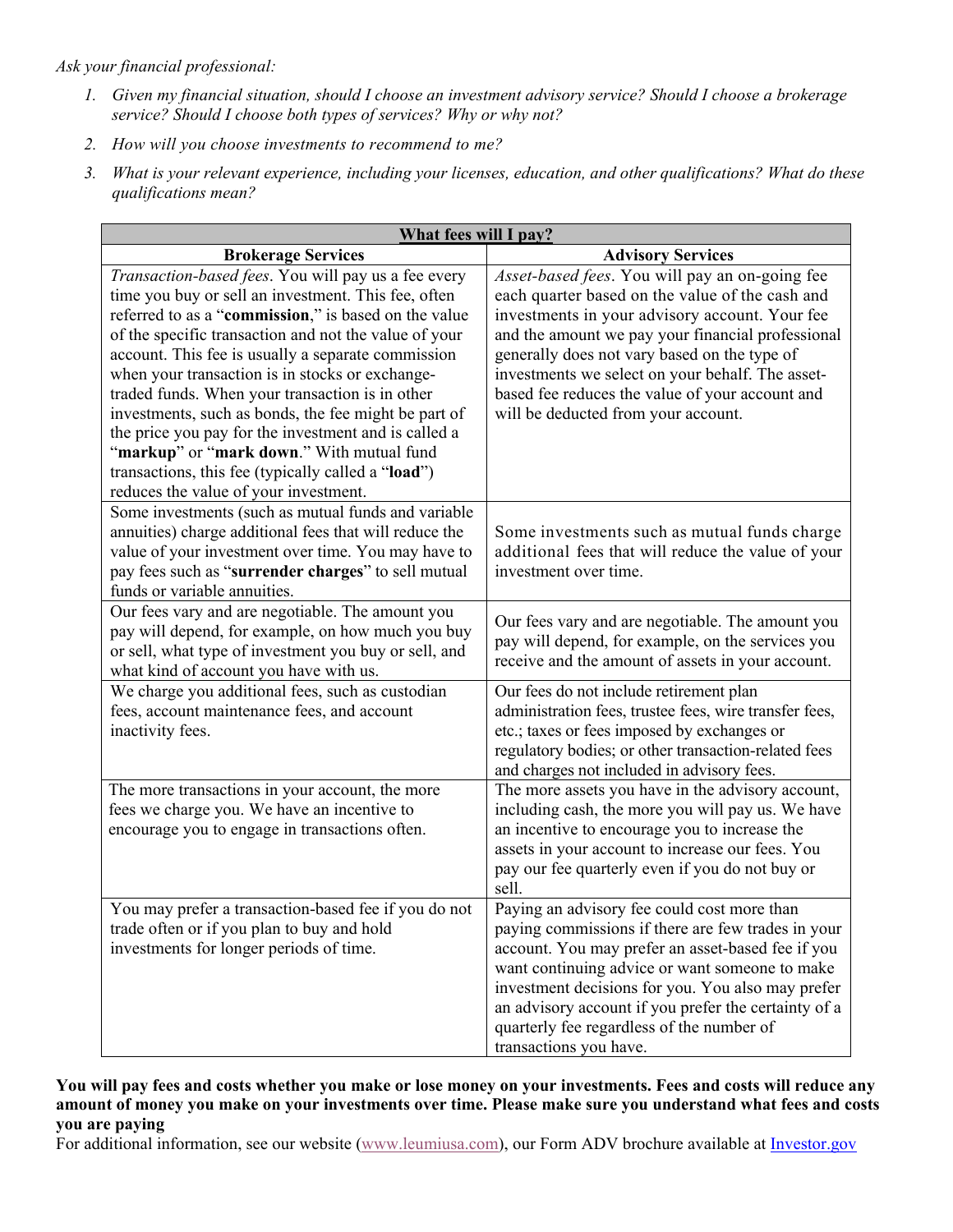*Ask your financial professional:*

1. *Given my financial situation, should I choose an investment advisory service? Should I choose a brokerage service? Should I choose both types of services? Why or why not?*
2. *How will you choose investments to recommend to me?*
3. *What is your relevant experience, including your licenses, education, and other qualifications? What do these qualifications mean?*

| **What fees will I pay?** | |
|---|---|
| **Brokerage Services** | **Advisory Services** |
| *Transaction-based fees*. You will pay us a fee every time you buy or sell an investment. This fee, often referred to as a "**commission**," is based on the value of the specific transaction and not the value of your account. This fee is usually a separate commission when your transaction is in stocks or exchange-traded funds. When your transaction is in other investments, such as bonds, the fee might be part of the price you pay for the investment and is called a "**markup**" or "**mark down**." With mutual fund transactions, this fee (typically called a "**load**") reduces the value of your investment. | *Asset-based fees*. You will pay an on-going fee each quarter based on the value of the cash and investments in your advisory account. Your fee and the amount we pay your financial professional generally does not vary based on the type of investments we select on your behalf. The asset-based fee reduces the value of your account and will be deducted from your account. |
| Some investments (such as mutual funds and variable annuities) charge additional fees that will reduce the value of your investment over time. You may have to pay fees such as "**surrender charges**" to sell mutual funds or variable annuities. | Some investments such as mutual funds charge additional fees that will reduce the value of your investment over time. |
| Our fees vary and are negotiable. The amount you pay will depend, for example, on how much you buy or sell, what type of investment you buy or sell, and what kind of account you have with us. | Our fees vary and are negotiable. The amount you pay will depend, for example, on the services you receive and the amount of assets in your account. |
| We charge you additional fees, such as custodian fees, account maintenance fees, and account inactivity fees. | Our fees do not include retirement plan administration fees, trustee fees, wire transfer fees, etc.; taxes or fees imposed by exchanges or regulatory bodies; or other transaction-related fees and charges not included in advisory fees. |
| The more transactions in your account, the more fees we charge you. We have an incentive to encourage you to engage in transactions often. | The more assets you have in the advisory account, including cash, the more you will pay us. We have an incentive to encourage you to increase the assets in your account to increase our fees. You pay our fee quarterly even if you do not buy or sell. |
| You may prefer a transaction-based fee if you do not trade often or if you plan to buy and hold investments for longer periods of time. | Paying an advisory fee could cost more than paying commissions if there are few trades in your account. You may prefer an asset-based fee if you want continuing advice or want someone to make investment decisions for you. You also may prefer an advisory account if you prefer the certainty of a quarterly fee regardless of the number of transactions you have. |

**You will pay fees and costs whether you make or lose money on your investments. Fees and costs will reduce any amount of money you make on your investments over time. Please make sure you understand what fees and costs you are paying**

For additional information, see our website (www.leumiusa.com), our Form ADV brochure available at Investor.gov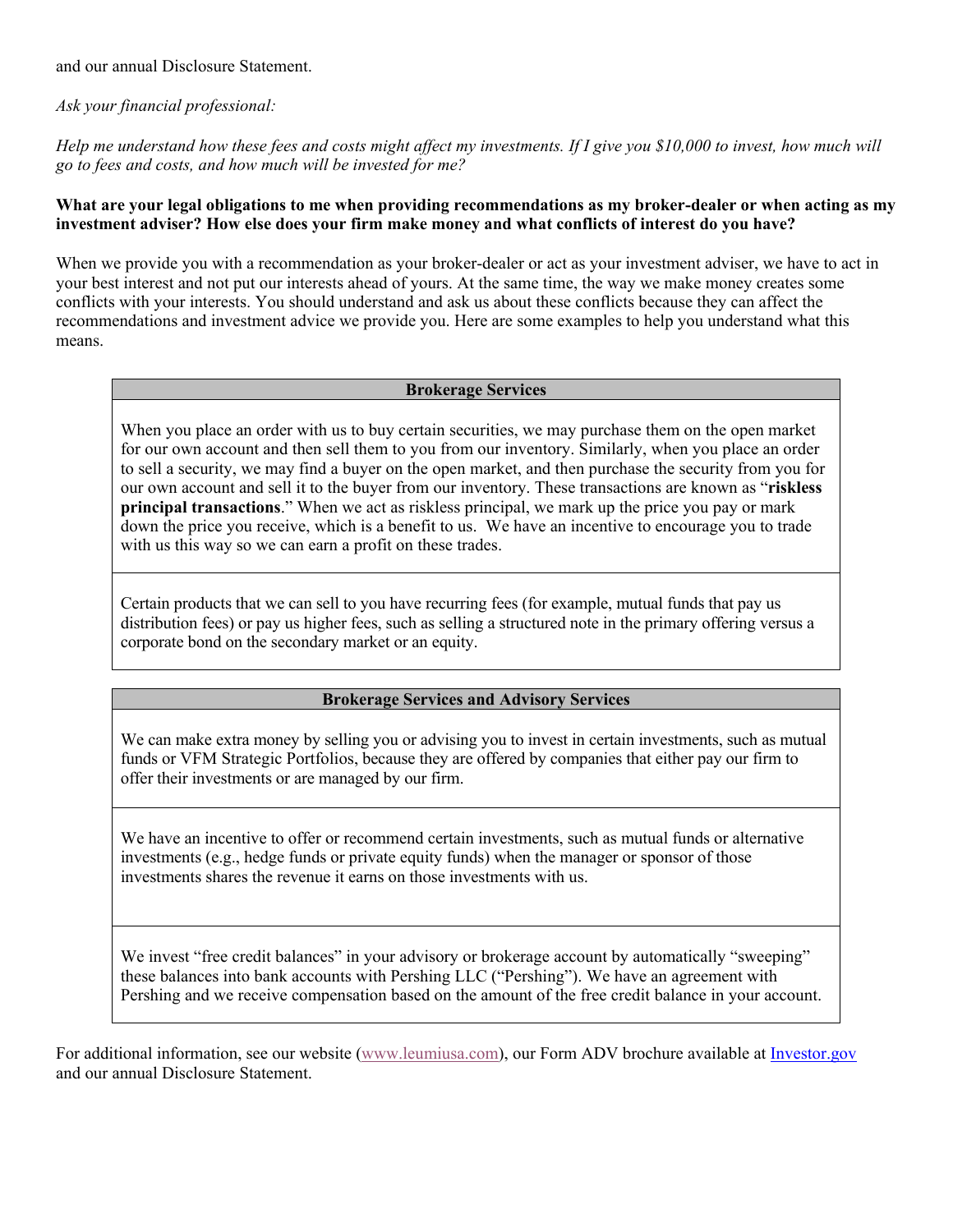and our annual Disclosure Statement.

*Ask your financial professional:*

*Help me understand how these fees and costs might affect my investments. If I give you $10,000 to invest, how much will go to fees and costs, and how much will be invested for me?*

**What are your legal obligations to me when providing recommendations as my broker-dealer or when acting as my investment adviser? How else does your firm make money and what conflicts of interest do you have?**

When we provide you with a recommendation as your broker-dealer or act as your investment adviser, we have to act in your best interest and not put our interests ahead of yours. At the same time, the way we make money creates some conflicts with your interests. You should understand and ask us about these conflicts because they can affect the recommendations and investment advice we provide you. Here are some examples to help you understand what this means.

| **Brokerage Services** |
| --- |
| When you place an order with us to buy certain securities, we may purchase them on the open market for our own account and then sell them to you from our inventory. Similarly, when you place an order to sell a security, we may find a buyer on the open market, and then purchase the security from you for our own account and sell it to the buyer from our inventory. These transactions are known as "**riskless principal transactions**." When we act as riskless principal, we mark up the price you pay or mark down the price you receive, which is a benefit to us. We have an incentive to encourage you to trade with us this way so we can earn a profit on these trades. |
| Certain products that we can sell to you have recurring fees (for example, mutual funds that pay us distribution fees) or pay us higher fees, such as selling a structured note in the primary offering versus a corporate bond on the secondary market or an equity. |

| **Brokerage Services and Advisory Services** |
| --- |
| We can make extra money by selling you or advising you to invest in certain investments, such as mutual funds or VFM Strategic Portfolios, because they are offered by companies that either pay our firm to offer their investments or are managed by our firm. |
| We have an incentive to offer or recommend certain investments, such as mutual funds or alternative investments (e.g., hedge funds or private equity funds) when the manager or sponsor of those investments shares the revenue it earns on those investments with us. |
| We invest "free credit balances" in your advisory or brokerage account by automatically "sweeping" these balances into bank accounts with Pershing LLC ("Pershing"). We have an agreement with Pershing and we receive compensation based on the amount of the free credit balance in your account. |

For additional information, see our website (www.leumiusa.com), our Form ADV brochure available at Investor.gov and our annual Disclosure Statement.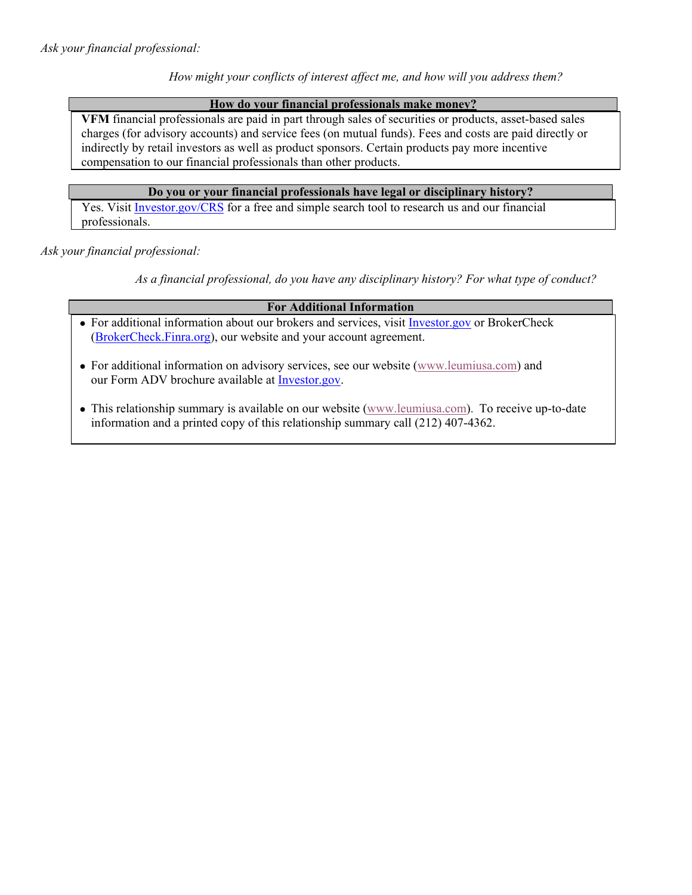*Ask your financial professional:*

*How might your conflicts of interest affect me, and how will you address them?*

## How do your financial professionals make money?

**VFM** financial professionals are paid in part through sales of securities or products, asset-based sales charges (for advisory accounts) and service fees (on mutual funds). Fees and costs are paid directly or indirectly by retail investors as well as product sponsors. Certain products pay more incentive compensation to our financial professionals than other products.

## Do you or your financial professionals have legal or disciplinary history?

Yes. Visit Investor.gov/CRS for a free and simple search tool to research us and our financial professionals.

*Ask your financial professional:*

*As a financial professional, do you have any disciplinary history? For what type of conduct?*

## For Additional Information

- For additional information about our brokers and services, visit Investor.gov or BrokerCheck (BrokerCheck.Finra.org), our website and your account agreement.
- For additional information on advisory services, see our website (www.leumiusa.com) and our Form ADV brochure available at Investor.gov.
- This relationship summary is available on our website (www.leumiusa.com). To receive up-to-date information and a printed copy of this relationship summary call (212) 407-4362.